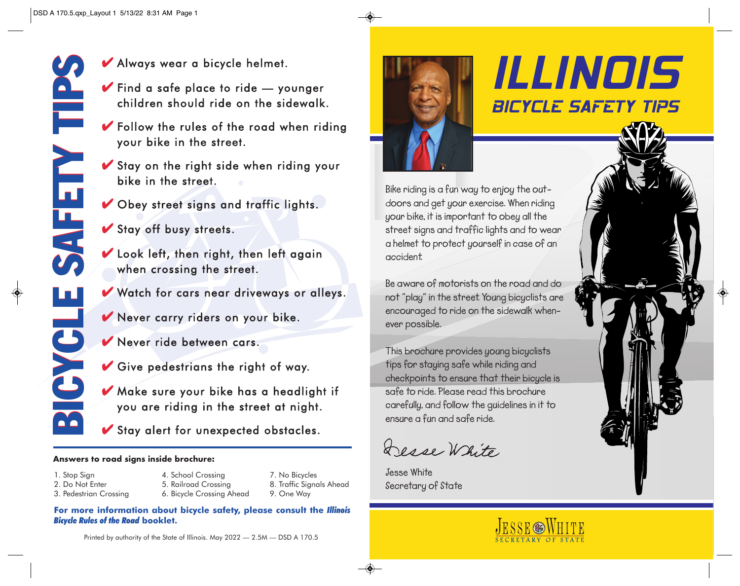# BICYCLE SAFETY TIPS

- ✔ Always wear a bicycle helmet.
- ✔ Find a safe place to ride — younger children should ride on the sidewalk.
- ✔ Follow the rules of the road when riding your bike in the street.
- ✔ Stay on the right side when riding your bike in the street.
- ✔ Obey street signs and traffic lights.
- ✔ Stay off busy streets.
- ✔ Look left, then right, then left again when crossing the street.
- ✔ Watch for cars near driveways or alleys.
- ✔ Never carry riders on your bike.
- ✔ Never ride between cars.
- ✔ Give pedestrians the right of way.
- ✔ Make sure your bike has a headlight if you are riding in the street at night.
- ✔ Stay alert for unexpected obstacles.

**Answers to road signs inside brochure:**

1. Stop Sign
2. Do Not Enter
3. Pedestrian Crossing
4. School Crossing
5. Railroad Crossing
6. Bicycle Crossing Ahead
7. No Bicycles
8. Traffic Signals Ahead
9. One Way

**For more information about bicycle safety, please consult the *Illinois Bicycle Rules of the Road* booklet.**

Printed by authority of the State of Illinois. May 2022 — 2.5M — DSD A 170.5

# ILLINOIS

## BICYCLE SAFETY TIPS

Bike riding is a fun way to enjoy the outdoors and get your exercise. When riding your bike, it is important to obey all the street signs and traffic lights and to wear a helmet to protect yourself in case of an accident.

Be aware of motorists on the road and do not "play" in the street. Young bicyclists are encouraged to ride on the sidewalk whenever possible.

This brochure provides young bicyclists tips for staying safe while riding and checkpoints to ensure that their bicycle is safe to ride. Please read this brochure carefully, and follow the guidelines in it to ensure a fun and safe ride.

Jesse White

Jesse White
Secretary of State

JESSE WHITE
SECRETARY OF STATE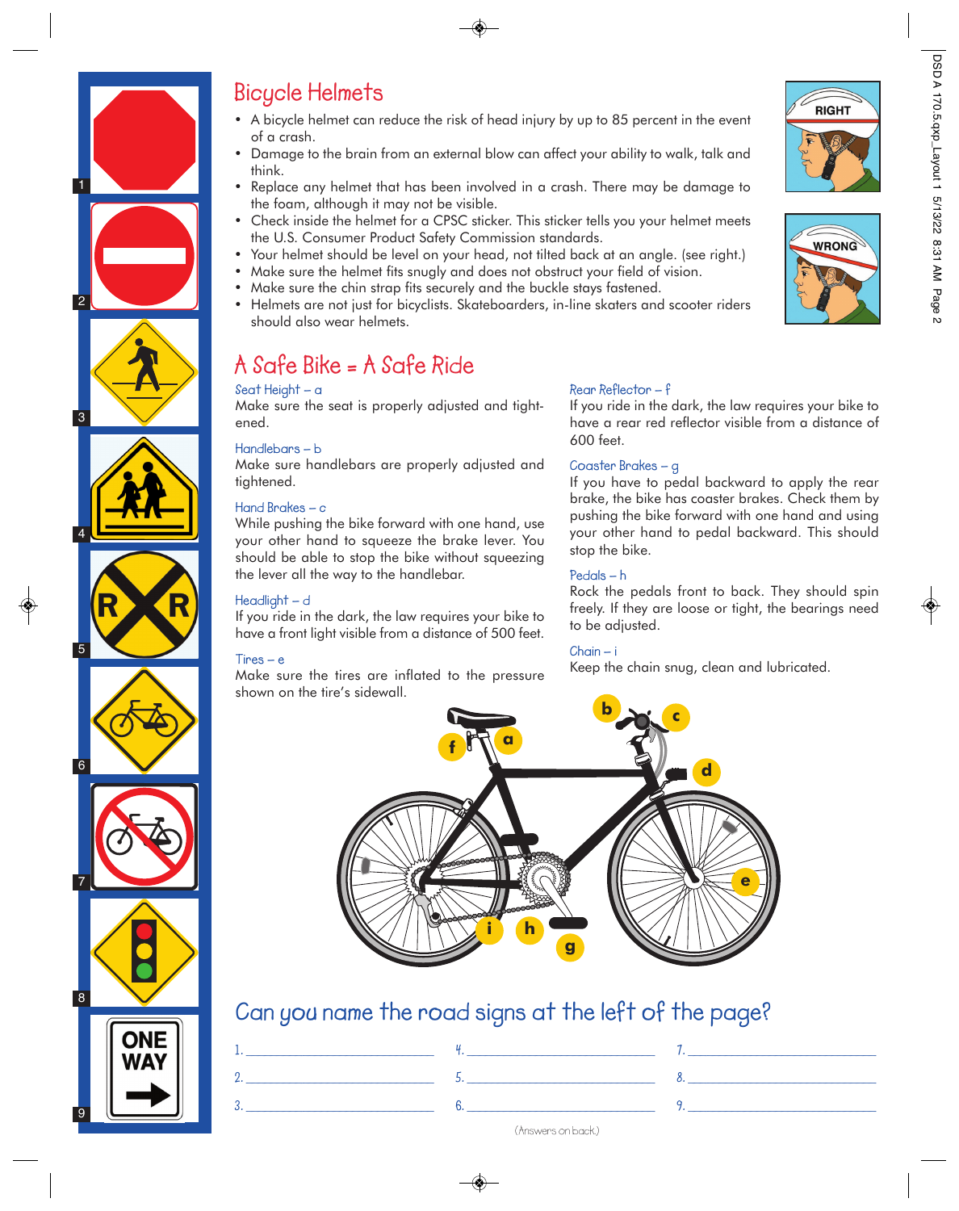## Bicycle Helmets

- A bicycle helmet can reduce the risk of head injury by up to 85 percent in the event of a crash.
- Damage to the brain from an external blow can affect your ability to walk, talk and think.
- Replace any helmet that has been involved in a crash. There may be damage to the foam, although it may not be visible.
- Check inside the helmet for a CPSC sticker. This sticker tells you your helmet meets the U.S. Consumer Product Safety Commission standards.
- Your helmet should be level on your head, not tilted back at an angle. (see right.)
- Make sure the helmet fits snugly and does not obstruct your field of vision.
- Make sure the chin strap fits securely and the buckle stays fastened.
- Helmets are not just for bicyclists. Skateboarders, in-line skaters and scooter riders should also wear helmets.

RIGHT

WRONG

## A Safe Bike = A Safe Ride

**Seat Height – a**
Make sure the seat is properly adjusted and tightened.

**Handlebars – b**
Make sure handlebars are properly adjusted and tightened.

**Hand Brakes – c**
While pushing the bike forward with one hand, use your other hand to squeeze the brake lever. You should be able to stop the bike without squeezing the lever all the way to the handlebar.

**Headlight – d**
If you ride in the dark, the law requires your bike to have a front light visible from a distance of 500 feet.

**Tires – e**
Make sure the tires are inflated to the pressure shown on the tire's sidewall.

**Rear Reflector – f**
If you ride in the dark, the law requires your bike to have a rear red reflector visible from a distance of 600 feet.

**Coaster Brakes – g**
If you have to pedal backward to apply the rear brake, the bike has coaster brakes. Check them by pushing the bike forward with one hand and using your other hand to pedal backward. This should stop the bike.

**Pedals – h**
Rock the pedals front to back. They should spin freely. If they are loose or tight, the bearings need to be adjusted.

**Chain – i**
Keep the chain snug, clean and lubricated.

## Can you name the road signs at the left of the page?

1. ____________________ 4. ____________________ 7. ____________________

2. ____________________ 5. ____________________ 8. ____________________

3. ____________________ 6. ____________________ 9. ____________________

(Answers on back.)